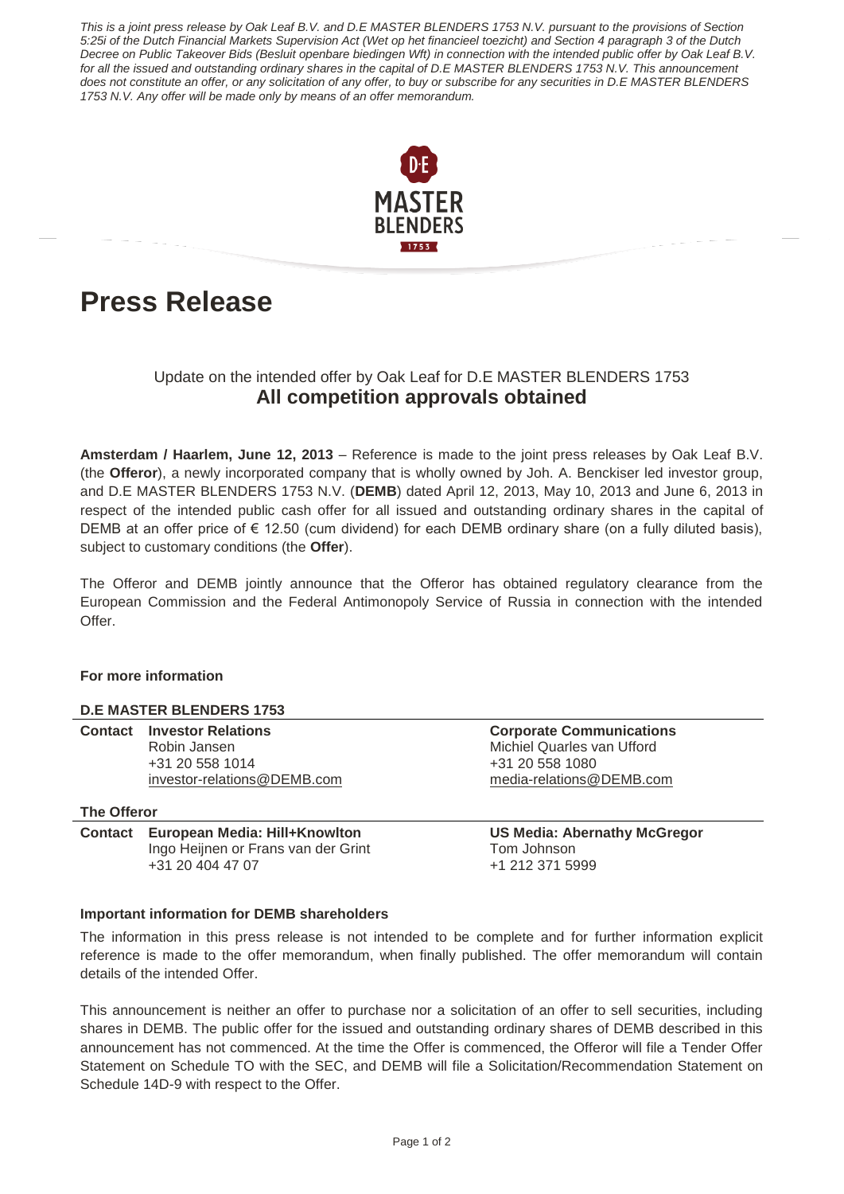*This is a joint press release by Oak Leaf B.V. and D.E MASTER BLENDERS 1753 N.V. pursuant to the provisions of Section 5:25i of the Dutch Financial Markets Supervision Act (Wet op het financieel toezicht) and Section 4 paragraph 3 of the Dutch Decree on Public Takeover Bids (Besluit openbare biedingen Wft) in connection with the intended public offer by Oak Leaf B.V. for all the issued and outstanding ordinary shares in the capital of D.E MASTER BLENDERS 1753 N.V. This announcement does not constitute an offer, or any solicitation of any offer, to buy or subscribe for any securities in D.E MASTER BLENDERS 1753 N.V. Any offer will be made only by means of an offer memorandum.*

# Press Release

## Update on the intended offer by Oak Leaf for D.E MASTER BLENDERS 1753
## **All competition approvals obtained**

**Amsterdam / Haarlem, June 12, 2013** – Reference is made to the joint press releases by Oak Leaf B.V. (the **Offeror**), a newly incorporated company that is wholly owned by Joh. A. Benckiser led investor group, and D.E MASTER BLENDERS 1753 N.V. (**DEMB**) dated April 12, 2013, May 10, 2013 and June 6, 2013 in respect of the intended public cash offer for all issued and outstanding ordinary shares in the capital of DEMB at an offer price of € 12.50 (cum dividend) for each DEMB ordinary share (on a fully diluted basis), subject to customary conditions (the **Offer**).

The Offeror and DEMB jointly announce that the Offeror has obtained regulatory clearance from the European Commission and the Federal Antimonopoly Service of Russia in connection with the intended Offer.

**For more information**

**D.E MASTER BLENDERS 1753**

| Contact | Investor Relations | Corporate Communications |
|---|---|---|
| | Robin Jansen | Michiel Quarles van Ufford |
| | +31 20 558 1014 | +31 20 558 1080 |
| | investor-relations@DEMB.com | media-relations@DEMB.com |

**The Offeror**

| Contact | European Media: Hill+Knowlton | US Media: Abernathy McGregor |
|---|---|---|
| | Ingo Heijnen or Frans van der Grint | Tom Johnson |
| | +31 20 404 47 07 | +1 212 371 5999 |

**Important information for DEMB shareholders**

The information in this press release is not intended to be complete and for further information explicit reference is made to the offer memorandum, when finally published. The offer memorandum will contain details of the intended Offer.

This announcement is neither an offer to purchase nor a solicitation of an offer to sell securities, including shares in DEMB. The public offer for the issued and outstanding ordinary shares of DEMB described in this announcement has not commenced. At the time the Offer is commenced, the Offeror will file a Tender Offer Statement on Schedule TO with the SEC, and DEMB will file a Solicitation/Recommendation Statement on Schedule 14D-9 with respect to the Offer.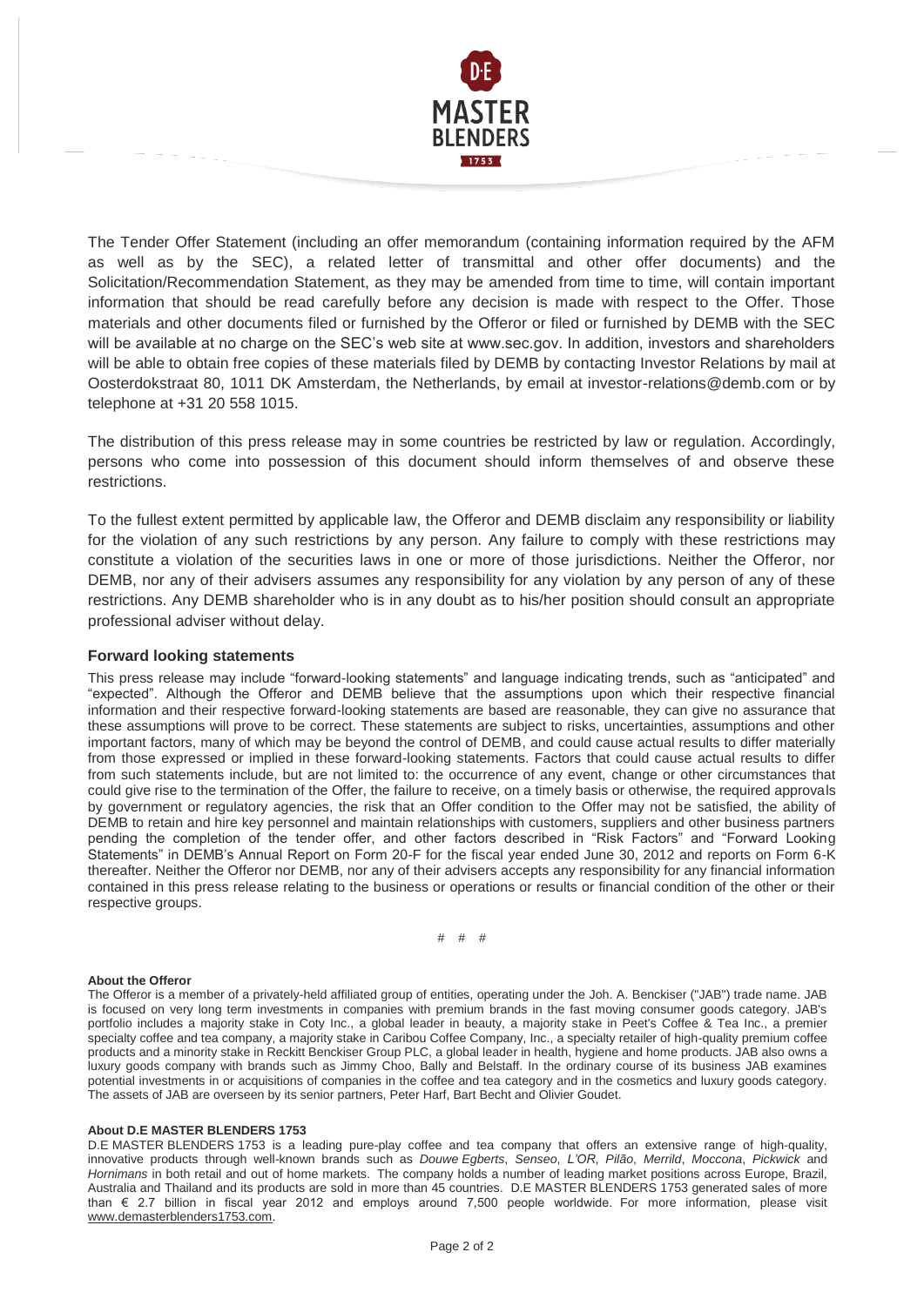The Tender Offer Statement (including an offer memorandum (containing information required by the AFM as well as by the SEC), a related letter of transmittal and other offer documents) and the Solicitation/Recommendation Statement, as they may be amended from time to time, will contain important information that should be read carefully before any decision is made with respect to the Offer. Those materials and other documents filed or furnished by the Offeror or filed or furnished by DEMB with the SEC will be available at no charge on the SEC's web site at www.sec.gov. In addition, investors and shareholders will be able to obtain free copies of these materials filed by DEMB by contacting Investor Relations by mail at Oosterdokstraat 80, 1011 DK Amsterdam, the Netherlands, by email at investor-relations@demb.com or by telephone at +31 20 558 1015.

The distribution of this press release may in some countries be restricted by law or regulation. Accordingly, persons who come into possession of this document should inform themselves of and observe these restrictions.

To the fullest extent permitted by applicable law, the Offeror and DEMB disclaim any responsibility or liability for the violation of any such restrictions by any person. Any failure to comply with these restrictions may constitute a violation of the securities laws in one or more of those jurisdictions. Neither the Offeror, nor DEMB, nor any of their advisers assumes any responsibility for any violation by any person of any of these restrictions. Any DEMB shareholder who is in any doubt as to his/her position should consult an appropriate professional adviser without delay.

## Forward looking statements

This press release may include "forward-looking statements" and language indicating trends, such as "anticipated" and "expected". Although the Offeror and DEMB believe that the assumptions upon which their respective financial information and their respective forward-looking statements are based are reasonable, they can give no assurance that these assumptions will prove to be correct. These statements are subject to risks, uncertainties, assumptions and other important factors, many of which may be beyond the control of DEMB, and could cause actual results to differ materially from those expressed or implied in these forward-looking statements. Factors that could cause actual results to differ from such statements include, but are not limited to: the occurrence of any event, change or other circumstances that could give rise to the termination of the Offer, the failure to receive, on a timely basis or otherwise, the required approvals by government or regulatory agencies, the risk that an Offer condition to the Offer may not be satisfied, the ability of DEMB to retain and hire key personnel and maintain relationships with customers, suppliers and other business partners pending the completion of the tender offer, and other factors described in "Risk Factors" and "Forward Looking Statements" in DEMB's Annual Report on Form 20-F for the fiscal year ended June 30, 2012 and reports on Form 6-K thereafter. Neither the Offeror nor DEMB, nor any of their advisers accepts any responsibility for any financial information contained in this press release relating to the business or operations or results or financial condition of the other or their respective groups.

# # #

**About the Offeror**

The Offeror is a member of a privately-held affiliated group of entities, operating under the Joh. A. Benckiser ("JAB") trade name. JAB is focused on very long term investments in companies with premium brands in the fast moving consumer goods category. JAB's portfolio includes a majority stake in Coty Inc., a global leader in beauty, a majority stake in Peet's Coffee & Tea Inc., a premier specialty coffee and tea company, a majority stake in Caribou Coffee Company, Inc., a specialty retailer of high-quality premium coffee products and a minority stake in Reckitt Benckiser Group PLC, a global leader in health, hygiene and home products. JAB also owns a luxury goods company with brands such as Jimmy Choo, Bally and Belstaff. In the ordinary course of its business JAB examines potential investments in or acquisitions of companies in the coffee and tea category and in the cosmetics and luxury goods category. The assets of JAB are overseen by its senior partners, Peter Harf, Bart Becht and Olivier Goudet.

**About D.E MASTER BLENDERS 1753**

D.E MASTER BLENDERS 1753 is a leading pure-play coffee and tea company that offers an extensive range of high-quality, innovative products through well-known brands such as *Douwe Egberts*, *Senseo*, *L'OR*, *Pilão*, *Merrild*, *Moccona*, *Pickwick* and *Hornimans* in both retail and out of home markets. The company holds a number of leading market positions across Europe, Brazil, Australia and Thailand and its products are sold in more than 45 countries. D.E MASTER BLENDERS 1753 generated sales of more than € 2.7 billion in fiscal year 2012 and employs around 7,500 people worldwide. For more information, please visit www.demasterblenders1753.com.